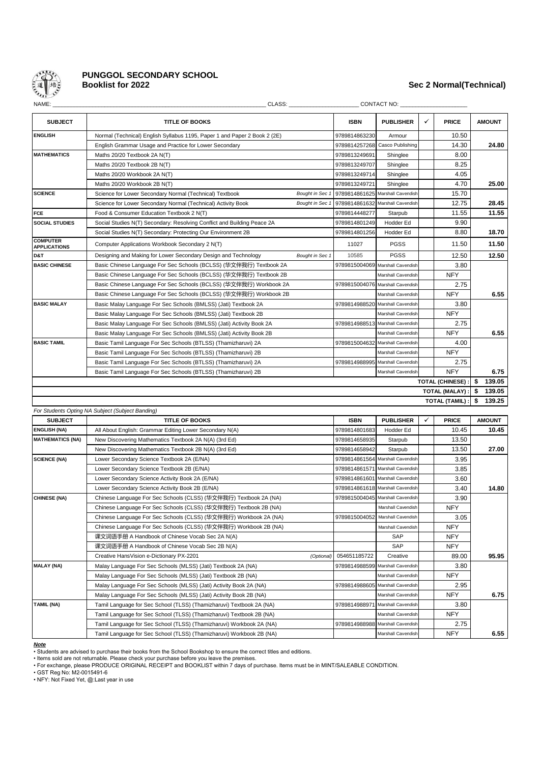# PUNGGOL SECONDARY SCHOOL

## Booklist for 2022

## Sec 2 Normal(Technical)

NAME: ______________________________ CLASS: ____________ CONTACT NO: ____________

| SUBJECT | TITLE OF BOOKS | | ISBN | PUBLISHER | ✓ | PRICE | AMOUNT |
|---|---|---|---|---|---|---|---|
| ENGLISH | Normal (Technical) English Syllabus 1195, Paper 1 and Paper 2 Book 2 (2E) | | 9789814863230 | Armour | | 10.50 | |
| | English Grammar Usage and Practice for Lower Secondary | | 9789814257268 | Casco Publishing | | 14.30 | 24.80 |
| MATHEMATICS | Maths 20/20 Textbook 2A N(T) | | 9789813249691 | Shinglee | | 8.00 | |
| | Maths 20/20 Textbook 2B N(T) | | 9789813249707 | Shinglee | | 8.25 | |
| | Maths 20/20 Workbook 2A N(T) | | 9789813249714 | Shinglee | | 4.05 | |
| | Maths 20/20 Workbook 2B N(T) | | 9789813249721 | Shinglee | | 4.70 | 25.00 |
| SCIENCE | Science for Lower Secondary Normal (Technical) Textbook | *Bought in Sec 1* | 9789814861625 | Marshall Cavendish | | 15.70 | |
| | Science for Lower Secondary Normal (Technical) Activity Book | *Bought in Sec 1* | 9789814861632 | Marshall Cavendish | | 12.75 | 28.45 |
| FCE | Food & Consumer Education Textbook 2 N(T) | | 9789814448277 | Starpub | | 11.55 | 11.55 |
| SOCIAL STUDIES | Social Studies N(T) Secondary: Resolving Conflict and Building Peace 2A | | 9789814801249 | Hodder Ed | | 9.90 | |
| | Social Studies N(T) Secondary: Protecting Our Environment 2B | | 9789814801256 | Hodder Ed | | 8.80 | 18.70 |
| COMPUTER APPLICATIONS | Computer Applications Workbook Secondary 2 N(T) | | 11027 | PGSS | | 11.50 | 11.50 |
| D&T | Designing and Making for Lower Secondary Design and Technology | *Bought in Sec 1* | 10585 | PGSS | | 12.50 | 12.50 |
| BASIC CHINESE | Basic Chinese Language For Sec Schools (BCLSS) (华文伴我行) Textbook 2A | | 9789815004069 | Marshall Cavendish | | 3.80 | |
| | Basic Chinese Language For Sec Schools (BCLSS) (华文伴我行) Textbook 2B | | | Marshall Cavendish | | NFY | |
| | Basic Chinese Language For Sec Schools (BCLSS) (华文伴我行) Workbook 2A | | 9789815004076 | Marshall Cavendish | | 2.75 | |
| | Basic Chinese Language For Sec Schools (BCLSS) (华文伴我行) Workbook 2B | | | Marshall Cavendish | | NFY | 6.55 |
| BASIC MALAY | Basic Malay Language For Sec Schools (BMLSS) (Jati) Textbook 2A | | 9789814988520 | Marshall Cavendish | | 3.80 | |
| | Basic Malay Language For Sec Schools (BMLSS) (Jati) Textbook 2B | | | Marshall Cavendish | | NFY | |
| | Basic Malay Language For Sec Schools (BMLSS) (Jati) Activity Book 2A | | 9789814988513 | Marshall Cavendish | | 2.75 | |
| | Basic Malay Language For Sec Schools (BMLSS) (Jati) Activity Book 2B | | | Marshall Cavendish | | NFY | 6.55 |
| BASIC TAMIL | Basic Tamil Language For Sec Schools (BTLSS) (Thamizharuvi) 2A | | 9789815004632 | Marshall Cavendish | | 4.00 | |
| | Basic Tamil Language For Sec Schools (BTLSS) (Thamizharuvi) 2B | | | Marshall Cavendish | | NFY | |
| | Basic Tamil Language For Sec Schools (BTLSS) (Thamizharuvi) 2A | | 9789814988995 | Marshall Cavendish | | 2.75 | |
| | Basic Tamil Language For Sec Schools (BTLSS) (Thamizharuvi) 2B | | | Marshall Cavendish | | NFY | 6.75 |
| | | | | | | TOTAL (CHINESE) : | $ 139.05 |
| | | | | | | TOTAL (MALAY) : | $ 139.05 |
| | | | | | | TOTAL (TAMIL) : | $ 139.25 |

*For Students Opting NA Subject (Subject Banding)*

| SUBJECT | TITLE OF BOOKS | | ISBN | PUBLISHER | ✓ | PRICE | AMOUNT |
|---|---|---|---|---|---|---|---|
| ENGLISH (NA) | All About English: Grammar Editing Lower Secondary N(A) | | 9789814801683 | Hodder Ed | | 10.45 | 10.45 |
| MATHEMATICS (NA) | New Discovering Mathematics Textbook 2A N(A) (3rd Ed) | | 9789814658935 | Starpub | | 13.50 | |
| | New Discovering Mathematics Textbook 2B N(A) (3rd Ed) | | 9789814658942 | Starpub | | 13.50 | 27.00 |
| SCIENCE (NA) | Lower Secondary Science Textbook 2A (E/NA) | | 9789814861564 | Marshall Cavendish | | 3.95 | |
| | Lower Secondary Science Textbook 2B (E/NA) | | 9789814861571 | Marshall Cavendish | | 3.85 | |
| | Lower Secondary Science Activity Book 2A (E/NA) | | 9789814861601 | Marshall Cavendish | | 3.60 | |
| | Lower Secondary Science Activity Book 2B (E/NA) | | 9789814861618 | Marshall Cavendish | | 3.40 | 14.80 |
| CHINESE (NA) | Chinese Language For Sec Schools (CLSS) (华文伴我行) Textbook 2A (NA) | | 9789815004045 | Marshall Cavendish | | 3.90 | |
| | Chinese Language For Sec Schools (CLSS) (华文伴我行) Textbook 2B (NA) | | | Marshall Cavendish | | NFY | |
| | Chinese Language For Sec Schools (CLSS) (华文伴我行) Workbook 2A (NA) | | 9789815004052 | Marshall Cavendish | | 3.05 | |
| | Chinese Language For Sec Schools (CLSS) (华文伴我行) Workbook 2B (NA) | | | Marshall Cavendish | | NFY | |
| | 课文词语手册 A Handbook of Chinese Vocab Sec 2A N(A) | | | SAP | | NFY | |
| | 课文词语手册 A Handbook of Chinese Vocab Sec 2B N(A) | | | SAP | | NFY | |
| | Creative HansVision e-Dictionary PX-2201 | *(Optional)* | 054651185722 | Creative | | 89.00 | 95.95 |
| MALAY (NA) | Malay Language For Sec Schools (MLSS) (Jati) Textbook 2A (NA) | | 9789814988599 | Marshall Cavendish | | 3.80 | |
| | Malay Language For Sec Schools (MLSS) (Jati) Textbook 2B (NA) | | | Marshall Cavendish | | NFY | |
| | Malay Language For Sec Schools (MLSS) (Jati) Activity Book 2A (NA) | | 9789814988605 | Marshall Cavendish | | 2.95 | |
| | Malay Language For Sec Schools (MLSS) (Jati) Activity Book 2B (NA) | | | Marshall Cavendish | | NFY | 6.75 |
| TAMIL (NA) | Tamil Language for Sec School (TLSS) (Thamizharuvi) Textbook 2A (NA) | | 9789814988971 | Marshall Cavendish | | 3.80 | |
| | Tamil Language for Sec School (TLSS) (Thamizharuvi) Textbook 2B (NA) | | | Marshall Cavendish | | NFY | |
| | Tamil Language for Sec School (TLSS) (Thamizharuvi) Workbook 2A (NA) | | 9789814988988 | Marshall Cavendish | | 2.75 | |
| | Tamil Language for Sec School (TLSS) (Thamizharuvi) Workbook 2B (NA) | | | Marshall Cavendish | | NFY | 6.55 |

***Note***

- Students are advised to purchase their books from the School Bookshop to ensure the correct titles and editions.
- Items sold are not returnable. Please check your purchase before you leave the premises.
- For exchange, please PRODUCE ORIGINAL RECEIPT and BOOKLIST within 7 days of purchase. Items must be in MINT/SALEABLE CONDITION.
- GST Reg No: M2-0015491-6
- NFY: Not Fixed Yet, @:Last year in use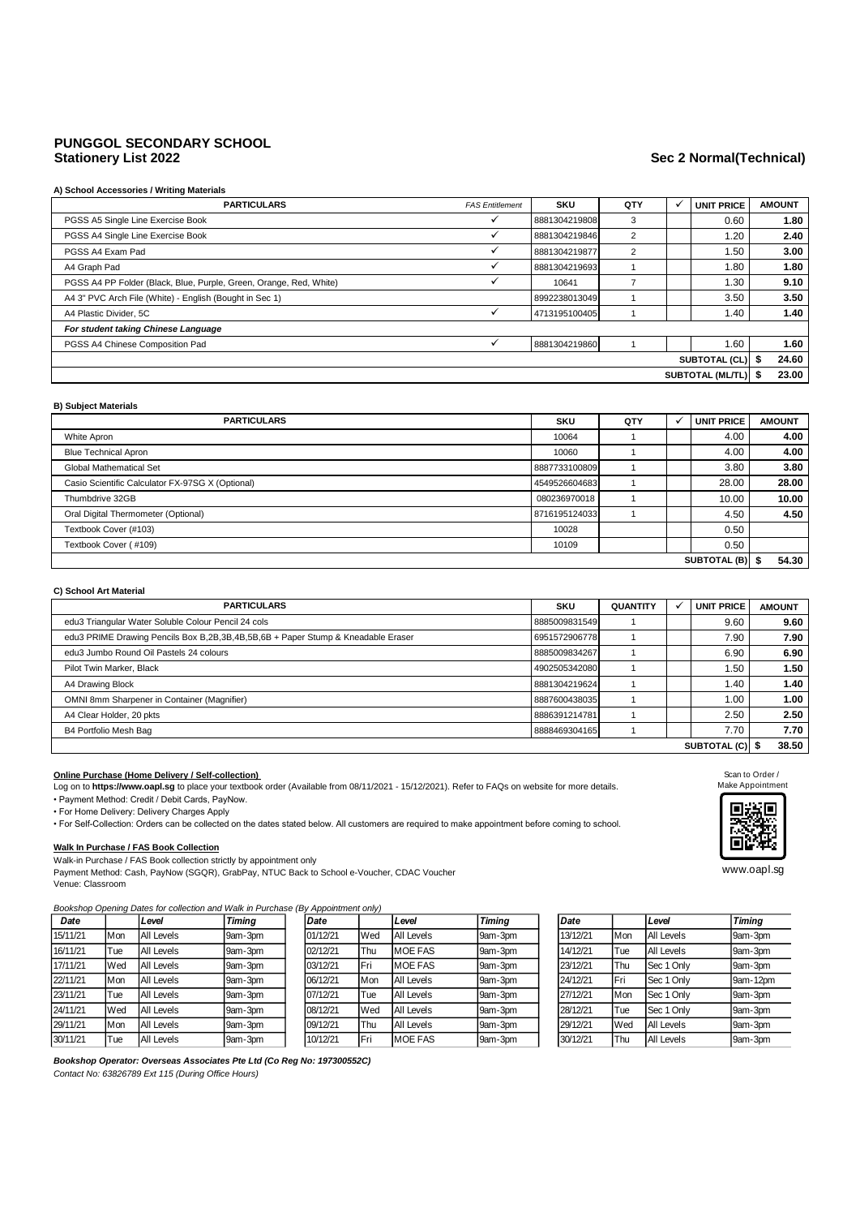## PUNGGOL SECONDARY SCHOOL
**Stationery List 2022**

**Sec 2 Normal(Technical)**

**A) School Accessories / Writing Materials**

| PARTICULARS | *FAS Entitlement* | SKU | QTY | ✓ | UNIT PRICE | AMOUNT |
|---|---|---|---|---|---|---|
| PGSS A5 Single Line Exercise Book | ✓ | 8881304219808 | 3 | | 0.60 | **1.80** |
| PGSS A4 Single Line Exercise Book | ✓ | 8881304219846 | 2 | | 1.20 | **2.40** |
| PGSS A4 Exam Pad | ✓ | 8881304219877 | 2 | | 1.50 | **3.00** |
| A4 Graph Pad | ✓ | 8881304219693 | 1 | | 1.80 | **1.80** |
| PGSS A4 PP Folder (Black, Blue, Purple, Green, Orange, Red, White) | ✓ | 10641 | 7 | | 1.30 | **9.10** |
| A4 3" PVC Arch File (White) - English (Bought in Sec 1) | | 8992238013049 | 1 | | 3.50 | **3.50** |
| A4 Plastic Divider, 5C | ✓ | 4713195100405 | 1 | | 1.40 | **1.40** |
| ***For student taking Chinese Language*** | | | | | | |
| PGSS A4 Chinese Composition Pad | ✓ | 8881304219860 | 1 | | 1.60 | **1.60** |
| | | | | | **SUBTOTAL (CL) $** | **24.60** |
| | | | | | **SUBTOTAL (ML/TL) $** | **23.00** |

**B) Subject Materials**

| PARTICULARS | SKU | QTY | ✓ | UNIT PRICE | AMOUNT |
|---|---|---|---|---|---|
| White Apron | 10064 | 1 | | 4.00 | **4.00** |
| Blue Technical Apron | 10060 | 1 | | 4.00 | **4.00** |
| Global Mathematical Set | 8887733100809 | 1 | | 3.80 | **3.80** |
| Casio Scientific Calculator FX-97SG X (Optional) | 4549526604683 | 1 | | 28.00 | **28.00** |
| Thumbdrive 32GB | 080236970018 | 1 | | 10.00 | **10.00** |
| Oral Digital Thermometer (Optional) | 8716195124033 | 1 | | 4.50 | **4.50** |
| Textbook Cover (#103) | 10028 | | | 0.50 | |
| Textbook Cover ( #109) | 10109 | | | 0.50 | |
| | | | | **SUBTOTAL (B) $** | **54.30** |

**C) School Art Material**

| PARTICULARS | SKU | QUANTITY | ✓ | UNIT PRICE | AMOUNT |
|---|---|---|---|---|---|
| edu3 Triangular Water Soluble Colour Pencil 24 cols | 8885009831549 | 1 | | 9.60 | **9.60** |
| edu3 PRIME Drawing Pencils Box B,2B,3B,4B,5B,6B + Paper Stump & Kneadable Eraser | 6951572906778 | 1 | | 7.90 | **7.90** |
| edu3 Jumbo Round Oil Pastels 24 colours | 8885009834267 | 1 | | 6.90 | **6.90** |
| Pilot Twin Marker, Black | 4902505342080 | 1 | | 1.50 | **1.50** |
| A4 Drawing Block | 8881304219624 | 1 | | 1.40 | **1.40** |
| OMNI 8mm Sharpener in Container (Magnifier) | 8887600438035 | 1 | | 1.00 | **1.00** |
| A4 Clear Holder, 20 pkts | 8886391214781 | 1 | | 2.50 | **2.50** |
| B4 Portfolio Mesh Bag | 8888469304165 | 1 | | 7.70 | **7.70** |
| | | | | **SUBTOTAL (C) $** | **38.50** |

**Online Purchase (Home Delivery / Self-collection)**

Log on to **https://www.oapl.sg** to place your textbook order (Available from 08/11/2021 - 15/12/2021). Refer to FAQs on website for more details.

- Payment Method: Credit / Debit Cards, PayNow.
- For Home Delivery: Delivery Charges Apply
- For Self-Collection: Orders can be collected on the dates stated below. All customers are required to make appointment before coming to school.

Scan to Order / Make Appointment

www.oapl.sg

**Walk In Purchase / FAS Book Collection**

Walk-in Purchase / FAS Book collection strictly by appointment only
Payment Method: Cash, PayNow (SGQR), GrabPay, NTUC Back to School e-Voucher, CDAC Voucher
Venue: Classroom

*Bookshop Opening Dates for collection and Walk in Purchase (By Appointment only)*

| *Date* | | *Level* | *Timing* | *Date* | | *Level* | *Timing* | *Date* | | *Level* | *Timing* |
|---|---|---|---|---|---|---|---|---|---|---|---|
| 15/11/21 | Mon | All Levels | 9am-3pm | 01/12/21 | Wed | All Levels | 9am-3pm | 13/12/21 | Mon | All Levels | 9am-3pm |
| 16/11/21 | Tue | All Levels | 9am-3pm | 02/12/21 | Thu | MOE FAS | 9am-3pm | 14/12/21 | Tue | All Levels | 9am-3pm |
| 17/11/21 | Wed | All Levels | 9am-3pm | 03/12/21 | Fri | MOE FAS | 9am-3pm | 23/12/21 | Thu | Sec 1 Only | 9am-3pm |
| 22/11/21 | Mon | All Levels | 9am-3pm | 06/12/21 | Mon | All Levels | 9am-3pm | 24/12/21 | Fri | Sec 1 Only | 9am-12pm |
| 23/11/21 | Tue | All Levels | 9am-3pm | 07/12/21 | Tue | All Levels | 9am-3pm | 27/12/21 | Mon | Sec 1 Only | 9am-3pm |
| 24/11/21 | Wed | All Levels | 9am-3pm | 08/12/21 | Wed | All Levels | 9am-3pm | 28/12/21 | Tue | Sec 1 Only | 9am-3pm |
| 29/11/21 | Mon | All Levels | 9am-3pm | 09/12/21 | Thu | All Levels | 9am-3pm | 29/12/21 | Wed | All Levels | 9am-3pm |
| 30/11/21 | Tue | All Levels | 9am-3pm | 10/12/21 | Fri | MOE FAS | 9am-3pm | 30/12/21 | Thu | All Levels | 9am-3pm |

***Bookshop Operator: Overseas Associates Pte Ltd (Co Reg No: 197300552C)***
*Contact No: 63826789 Ext 115 (During Office Hours)*